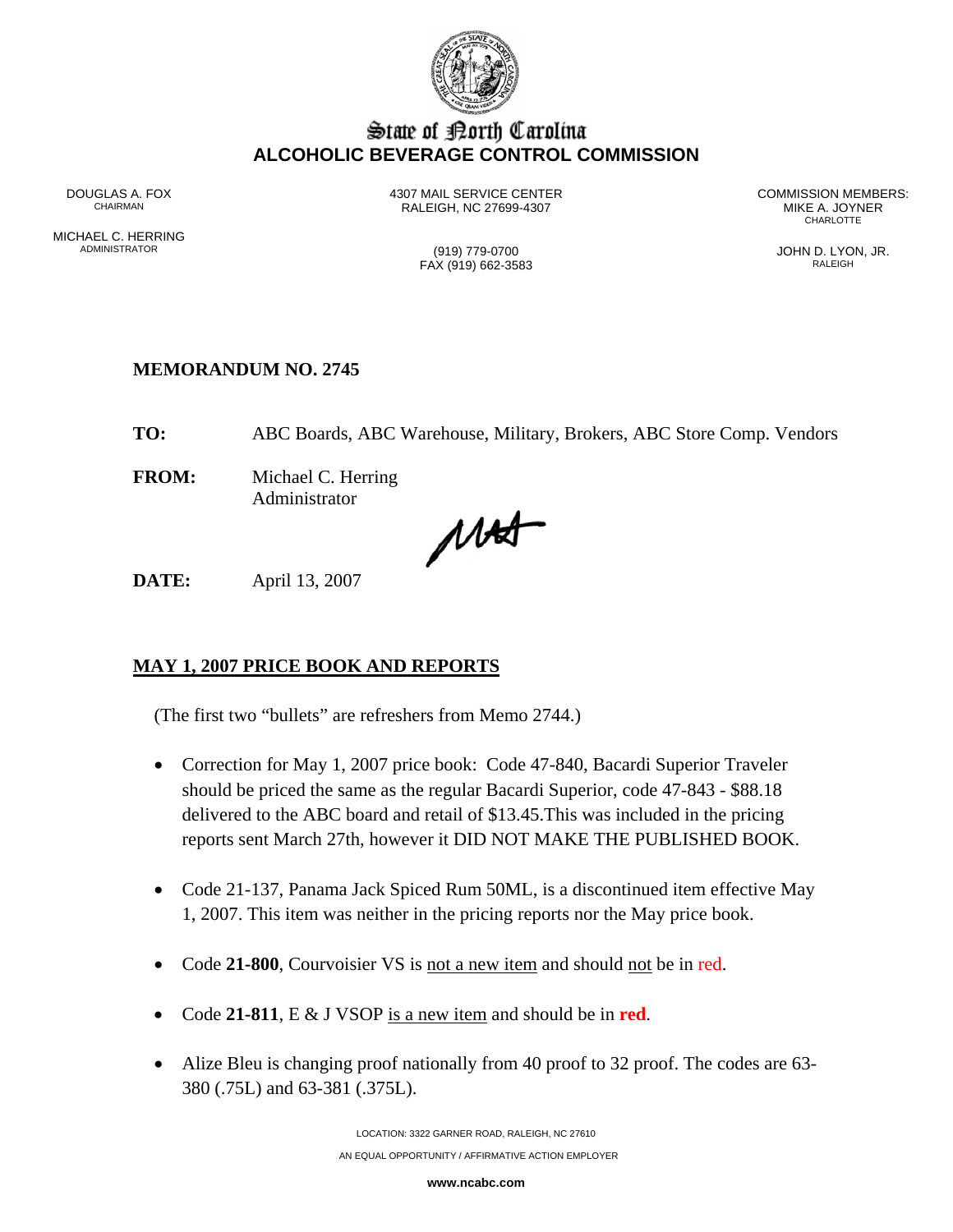State of North Carolina
**ALCOHOLIC BEVERAGE CONTROL COMMISSION**

DOUGLAS A. FOX
CHAIRMAN

MICHAEL C. HERRING
ADMINISTRATOR

4307 MAIL SERVICE CENTER
RALEIGH, NC 27699-4307

(919) 779-0700
FAX (919) 662-3583

COMMISSION MEMBERS:
MIKE A. JOYNER
CHARLOTTE

JOHN D. LYON, JR.
RALEIGH

**MEMORANDUM NO. 2745**

**TO:** ABC Boards, ABC Warehouse, Military, Brokers, ABC Store Comp. Vendors

**FROM:** Michael C. Herring
Administrator

**DATE:** April 13, 2007

**MAY 1, 2007 PRICE BOOK AND REPORTS**

(The first two "bullets" are refreshers from Memo 2744.)

- Correction for May 1, 2007 price book: Code 47-840, Bacardi Superior Traveler should be priced the same as the regular Bacardi Superior, code 47-843 - $88.18 delivered to the ABC board and retail of $13.45.This was included in the pricing reports sent March 27th, however it DID NOT MAKE THE PUBLISHED BOOK.

- Code 21-137, Panama Jack Spiced Rum 50ML, is a discontinued item effective May 1, 2007. This item was neither in the pricing reports nor the May price book.

- Code **21-800**, Courvoisier VS is not a new item and should not be in red.

- Code **21-811**, E & J VSOP is a new item and should be in **red**.

- Alize Bleu is changing proof nationally from 40 proof to 32 proof. The codes are 63-380 (.75L) and 63-381 (.375L).

LOCATION: 3322 GARNER ROAD, RALEIGH, NC 27610

AN EQUAL OPPORTUNITY / AFFIRMATIVE ACTION EMPLOYER

**www.ncabc.com**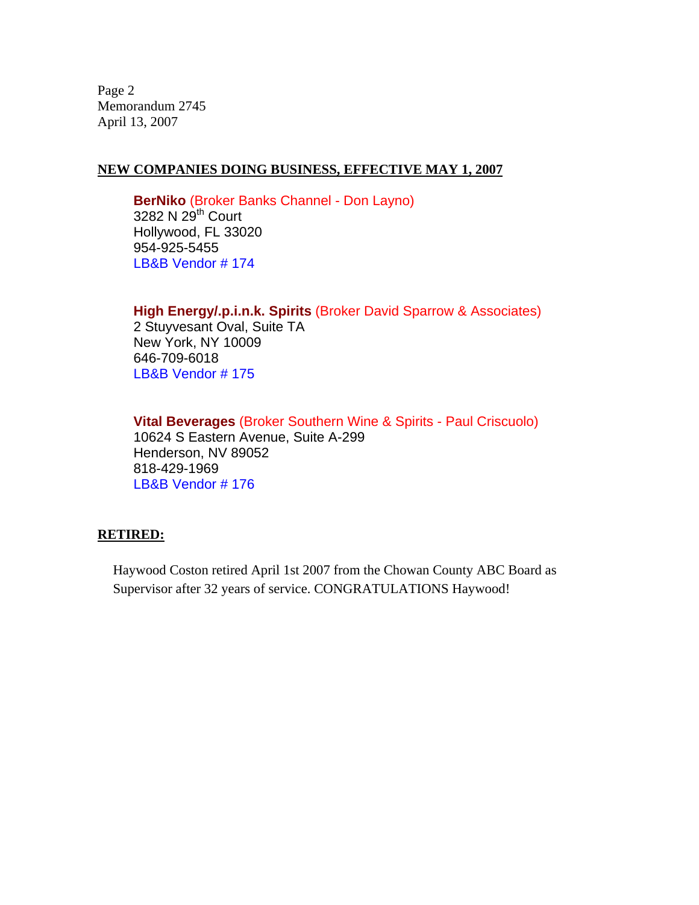## NEW COMPANIES DOING BUSINESS, EFFECTIVE MAY 1, 2007

**BerNiko** (Broker Banks Channel - Don Layno)
3282 N 29th Court
Hollywood, FL 33020
954-925-5455
LB&B Vendor # 174

**High Energy/.p.i.n.k. Spirits** (Broker David Sparrow & Associates)
2 Stuyvesant Oval, Suite TA
New York, NY 10009
646-709-6018
LB&B Vendor # 175

**Vital Beverages** (Broker Southern Wine & Spirits - Paul Criscuolo)
10624 S Eastern Avenue, Suite A-299
Henderson, NV 89052
818-429-1969
LB&B Vendor # 176

## RETIRED:

Haywood Coston retired April 1st 2007 from the Chowan County ABC Board as Supervisor after 32 years of service. CONGRATULATIONS Haywood!